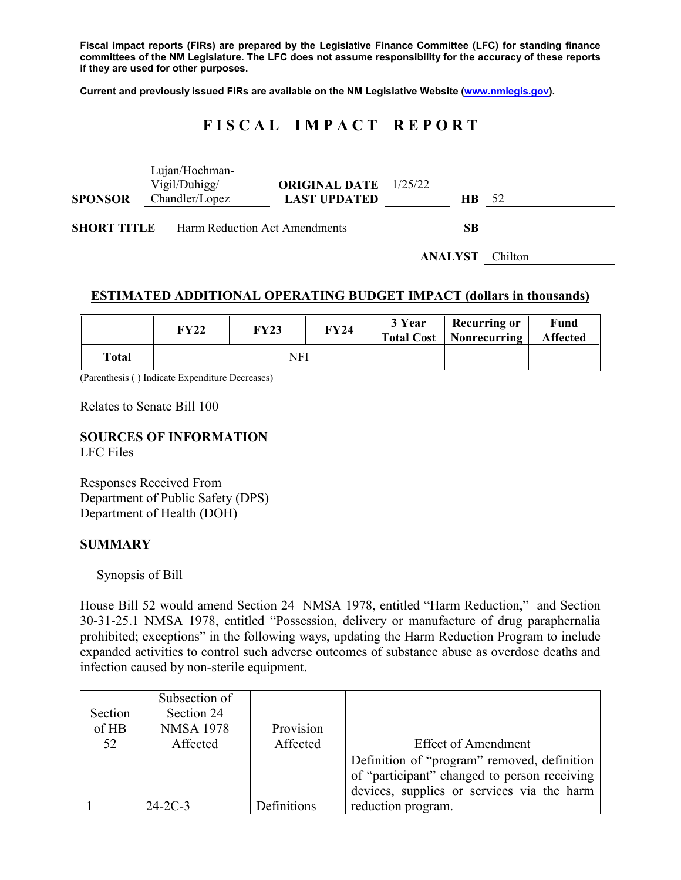**Fiscal impact reports (FIRs) are prepared by the Legislative Finance Committee (LFC) for standing finance committees of the NM Legislature. The LFC does not assume responsibility for the accuracy of these reports if they are used for other purposes.**

**Current and previously issued FIRs are available on the NM Legislative Website (www.nmlegis.gov).**

# F I S C A L   I M P A C T   R E P O R T

**SPONSOR** Lujan/Hochman-Vigil/Duhigg/Chandler/Lopez

**ORIGINAL DATE** 1/25/22
**LAST UPDATED**

**HB** 52

**SHORT TITLE** Harm Reduction Act Amendments

**SB**

**ANALYST** Chilton

## ESTIMATED ADDITIONAL OPERATING BUDGET IMPACT (dollars in thousands)

| | FY22 | FY23 | FY24 | 3 Year Total Cost | Recurring or Nonrecurring | Fund Affected |
|---|---|---|---|---|---|---|
| **Total** | | NFI | | | | |

(Parenthesis ( ) Indicate Expenditure Decreases)

Relates to Senate Bill 100

**SOURCES OF INFORMATION**
LFC Files

Responses Received From
Department of Public Safety (DPS)
Department of Health (DOH)

**SUMMARY**

Synopsis of Bill

House Bill 52 would amend Section 24 NMSA 1978, entitled "Harm Reduction," and Section 30-31-25.1 NMSA 1978, entitled "Possession, delivery or manufacture of drug paraphernalia prohibited; exceptions" in the following ways, updating the Harm Reduction Program to include expanded activities to control such adverse outcomes of substance abuse as overdose deaths and infection caused by non-sterile equipment.

| Section of HB 52 | Subsection of Section 24 NMSA 1978 Affected | Provision Affected | Effect of Amendment |
|---|---|---|---|
| 1 | 24-2C-3 | Definitions | Definition of "program" removed, definition of "participant" changed to person receiving devices, supplies or services via the harm reduction program. |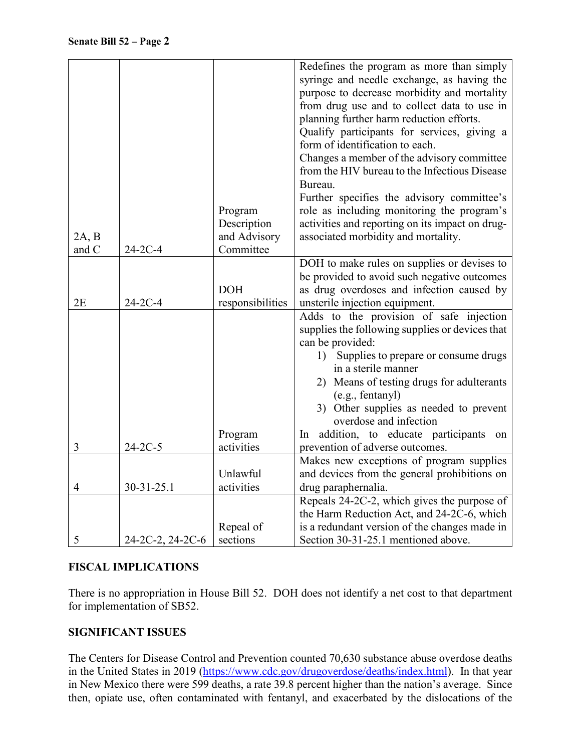| | | | |
|---|---|---|---|
| 2A, B and C | 24-2C-4 | Program Description and Advisory Committee | Redefines the program as more than simply syringe and needle exchange, as having the purpose to decrease morbidity and mortality from drug use and to collect data to use in planning further harm reduction efforts.<br>Qualify participants for services, giving a form of identification to each.<br>Changes a member of the advisory committee from the HIV bureau to the Infectious Disease Bureau.<br>Further specifies the advisory committee's role as including monitoring the program's activities and reporting on its impact on drug-associated morbidity and mortality. |
| 2E | 24-2C-4 | DOH responsibilities | DOH to make rules on supplies or devises to be provided to avoid such negative outcomes as drug overdoses and infection caused by unsterile injection equipment. |
| 3 | 24-2C-5 | Program activities | Adds to the provision of safe injection supplies the following supplies or devices that can be provided:<br>1) Supplies to prepare or consume drugs in a sterile manner<br>2) Means of testing drugs for adulterants (e.g., fentanyl)<br>3) Other supplies as needed to prevent overdose and infection<br>In addition, to educate participants on prevention of adverse outcomes. |
| 4 | 30-31-25.1 | Unlawful activities | Makes new exceptions of program supplies and devices from the general prohibitions on drug paraphernalia. |
| 5 | 24-2C-2, 24-2C-6 | Repeal of sections | Repeals 24-2C-2, which gives the purpose of the Harm Reduction Act, and 24-2C-6, which is a redundant version of the changes made in Section 30-31-25.1 mentioned above. |

**FISCAL IMPLICATIONS**

There is no appropriation in House Bill 52. DOH does not identify a net cost to that department for implementation of SB52.

**SIGNIFICANT ISSUES**

The Centers for Disease Control and Prevention counted 70,630 substance abuse overdose deaths in the United States in 2019 (https://www.cdc.gov/drugoverdose/deaths/index.html). In that year in New Mexico there were 599 deaths, a rate 39.8 percent higher than the nation's average. Since then, opiate use, often contaminated with fentanyl, and exacerbated by the dislocations of the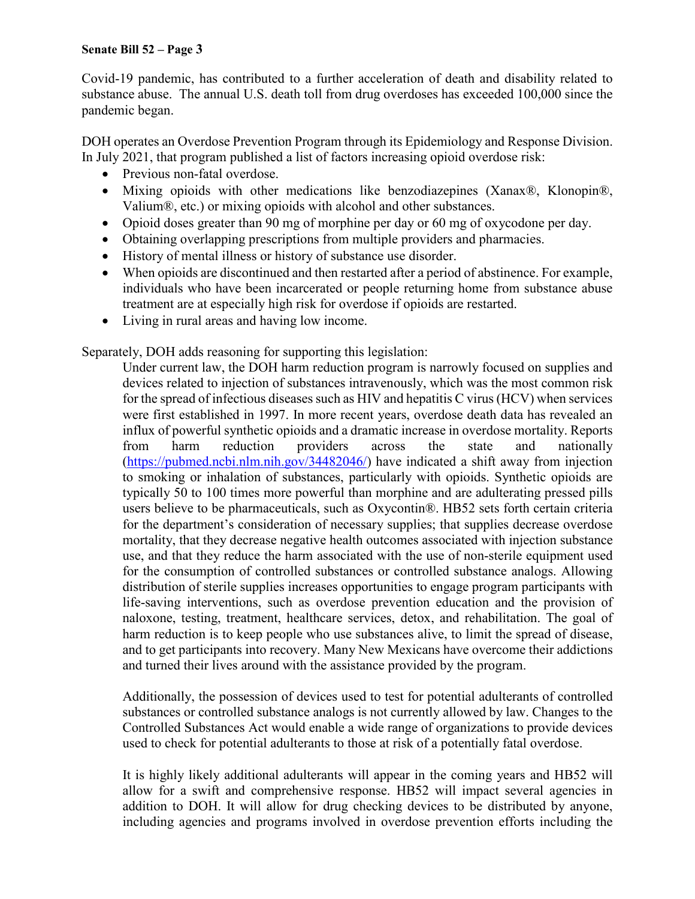Covid-19 pandemic, has contributed to a further acceleration of death and disability related to substance abuse. The annual U.S. death toll from drug overdoses has exceeded 100,000 since the pandemic began.

DOH operates an Overdose Prevention Program through its Epidemiology and Response Division. In July 2021, that program published a list of factors increasing opioid overdose risk:

- Previous non-fatal overdose.
- Mixing opioids with other medications like benzodiazepines (Xanax®, Klonopin®, Valium®, etc.) or mixing opioids with alcohol and other substances.
- Opioid doses greater than 90 mg of morphine per day or 60 mg of oxycodone per day.
- Obtaining overlapping prescriptions from multiple providers and pharmacies.
- History of mental illness or history of substance use disorder.
- When opioids are discontinued and then restarted after a period of abstinence. For example, individuals who have been incarcerated or people returning home from substance abuse treatment are at especially high risk for overdose if opioids are restarted.
- Living in rural areas and having low income.

Separately, DOH adds reasoning for supporting this legislation:

> Under current law, the DOH harm reduction program is narrowly focused on supplies and devices related to injection of substances intravenously, which was the most common risk for the spread of infectious diseases such as HIV and hepatitis C virus (HCV) when services were first established in 1997. In more recent years, overdose death data has revealed an influx of powerful synthetic opioids and a dramatic increase in overdose mortality. Reports from harm reduction providers across the state and nationally (https://pubmed.ncbi.nlm.nih.gov/34482046/) have indicated a shift away from injection to smoking or inhalation of substances, particularly with opioids. Synthetic opioids are typically 50 to 100 times more powerful than morphine and are adulterating pressed pills users believe to be pharmaceuticals, such as Oxycontin®. HB52 sets forth certain criteria for the department's consideration of necessary supplies; that supplies decrease overdose mortality, that they decrease negative health outcomes associated with injection substance use, and that they reduce the harm associated with the use of non-sterile equipment used for the consumption of controlled substances or controlled substance analogs. Allowing distribution of sterile supplies increases opportunities to engage program participants with life-saving interventions, such as overdose prevention education and the provision of naloxone, testing, treatment, healthcare services, detox, and rehabilitation. The goal of harm reduction is to keep people who use substances alive, to limit the spread of disease, and to get participants into recovery. Many New Mexicans have overcome their addictions and turned their lives around with the assistance provided by the program.
>
> Additionally, the possession of devices used to test for potential adulterants of controlled substances or controlled substance analogs is not currently allowed by law. Changes to the Controlled Substances Act would enable a wide range of organizations to provide devices used to check for potential adulterants to those at risk of a potentially fatal overdose.
>
> It is highly likely additional adulterants will appear in the coming years and HB52 will allow for a swift and comprehensive response. HB52 will impact several agencies in addition to DOH. It will allow for drug checking devices to be distributed by anyone, including agencies and programs involved in overdose prevention efforts including the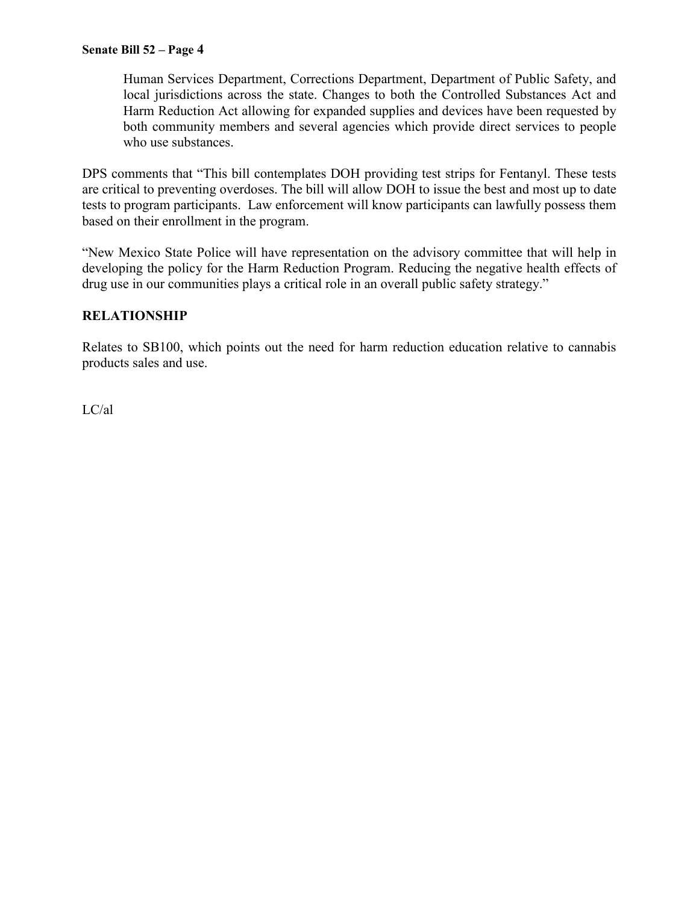Human Services Department, Corrections Department, Department of Public Safety, and local jurisdictions across the state. Changes to both the Controlled Substances Act and Harm Reduction Act allowing for expanded supplies and devices have been requested by both community members and several agencies which provide direct services to people who use substances.

DPS comments that "This bill contemplates DOH providing test strips for Fentanyl. These tests are critical to preventing overdoses. The bill will allow DOH to issue the best and most up to date tests to program participants. Law enforcement will know participants can lawfully possess them based on their enrollment in the program.

"New Mexico State Police will have representation on the advisory committee that will help in developing the policy for the Harm Reduction Program. Reducing the negative health effects of drug use in our communities plays a critical role in an overall public safety strategy."

## RELATIONSHIP

Relates to SB100, which points out the need for harm reduction education relative to cannabis products sales and use.

LC/al